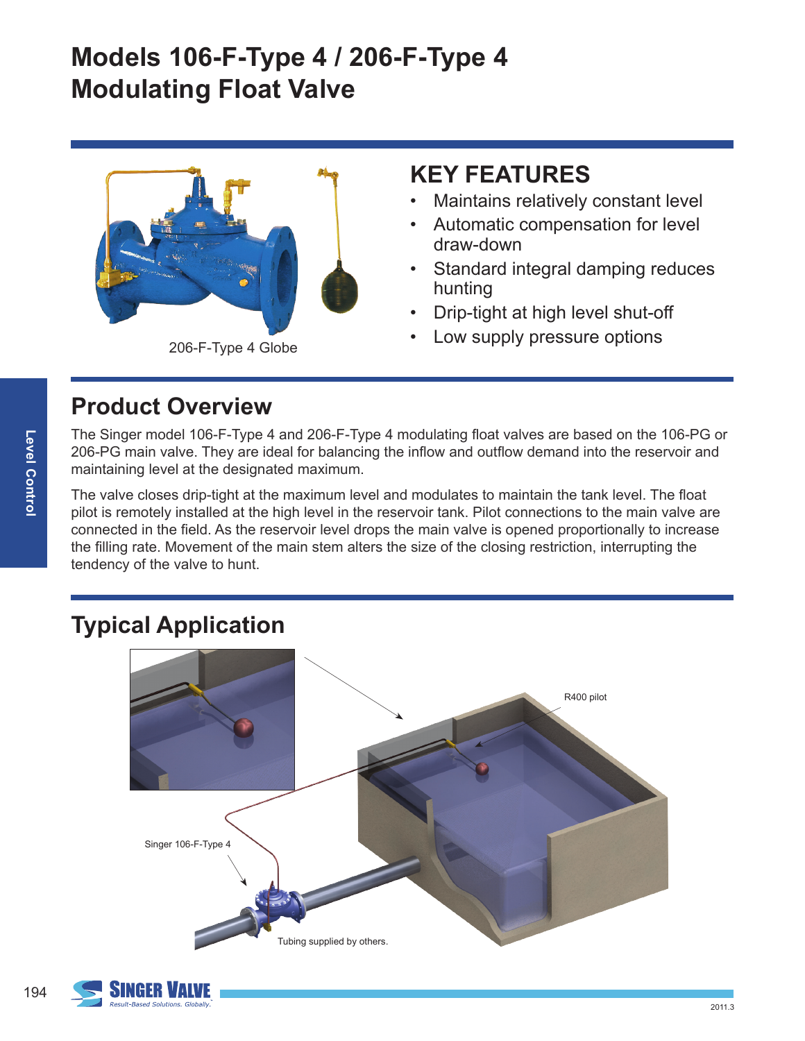# Models 106-F-Type 4 / 206-F-Type 4 Modulating Float Valve

206-F-Type 4 Globe

## KEY FEATURES

- Maintains relatively constant level
- Automatic compensation for level draw-down
- Standard integral damping reduces hunting
- Drip-tight at high level shut-off
- Low supply pressure options

## Product Overview

The Singer model 106-F-Type 4 and 206-F-Type 4 modulating float valves are based on the 106-PG or 206-PG main valve. They are ideal for balancing the inflow and outflow demand into the reservoir and maintaining level at the designated maximum.

The valve closes drip-tight at the maximum level and modulates to maintain the tank level. The float pilot is remotely installed at the high level in the reservoir tank. Pilot connections to the main valve are connected in the field. As the reservoir level drops the main valve is opened proportionally to increase the filling rate. Movement of the main stem alters the size of the closing restriction, interrupting the tendency of the valve to hunt.

## Typical Application

R400 pilot

Singer 106-F-Type 4

Tubing supplied by others.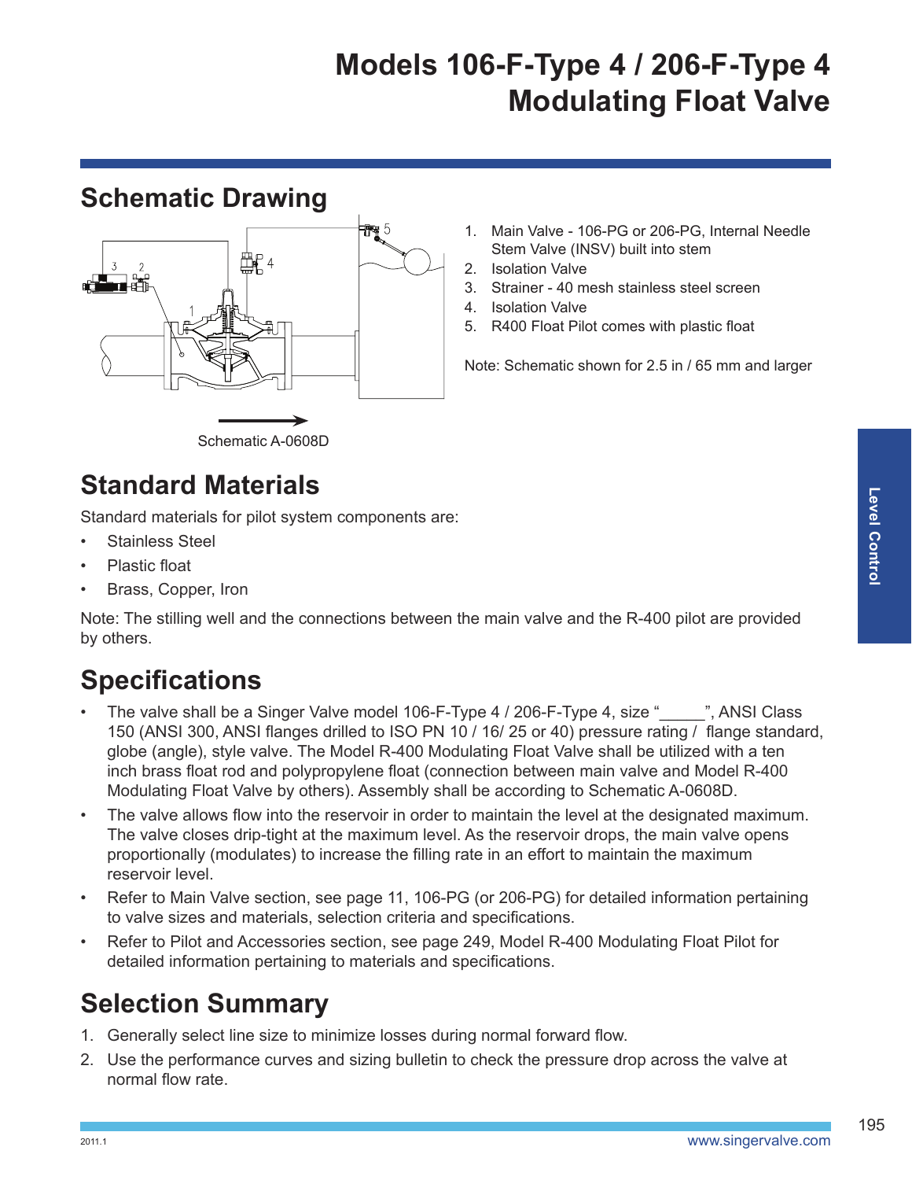# Models 106-F-Type 4 / 206-F-Type 4 Modulating Float Valve

## Schematic Drawing

Schematic A-0608D

1. Main Valve - 106-PG or 206-PG, Internal Needle Stem Valve (INSV) built into stem
2. Isolation Valve
3. Strainer - 40 mesh stainless steel screen
4. Isolation Valve
5. R400 Float Pilot comes with plastic float

Note: Schematic shown for 2.5 in / 65 mm and larger

## Standard Materials

Standard materials for pilot system components are:

- Stainless Steel
- Plastic float
- Brass, Copper, Iron

Note: The stilling well and the connections between the main valve and the R-400 pilot are provided by others.

## Specifications

- The valve shall be a Singer Valve model 106-F-Type 4 / 206-F-Type 4, size "_____", ANSI Class 150 (ANSI 300, ANSI flanges drilled to ISO PN 10 / 16/ 25 or 40) pressure rating / flange standard, globe (angle), style valve. The Model R-400 Modulating Float Valve shall be utilized with a ten inch brass float rod and polypropylene float (connection between main valve and Model R-400 Modulating Float Valve by others). Assembly shall be according to Schematic A-0608D.
- The valve allows flow into the reservoir in order to maintain the level at the designated maximum. The valve closes drip-tight at the maximum level. As the reservoir drops, the main valve opens proportionally (modulates) to increase the filling rate in an effort to maintain the maximum reservoir level.
- Refer to Main Valve section, see page 11, 106-PG (or 206-PG) for detailed information pertaining to valve sizes and materials, selection criteria and specifications.
- Refer to Pilot and Accessories section, see page 249, Model R-400 Modulating Float Pilot for detailed information pertaining to materials and specifications.

## Selection Summary

1. Generally select line size to minimize losses during normal forward flow.
2. Use the performance curves and sizing bulletin to check the pressure drop across the valve at normal flow rate.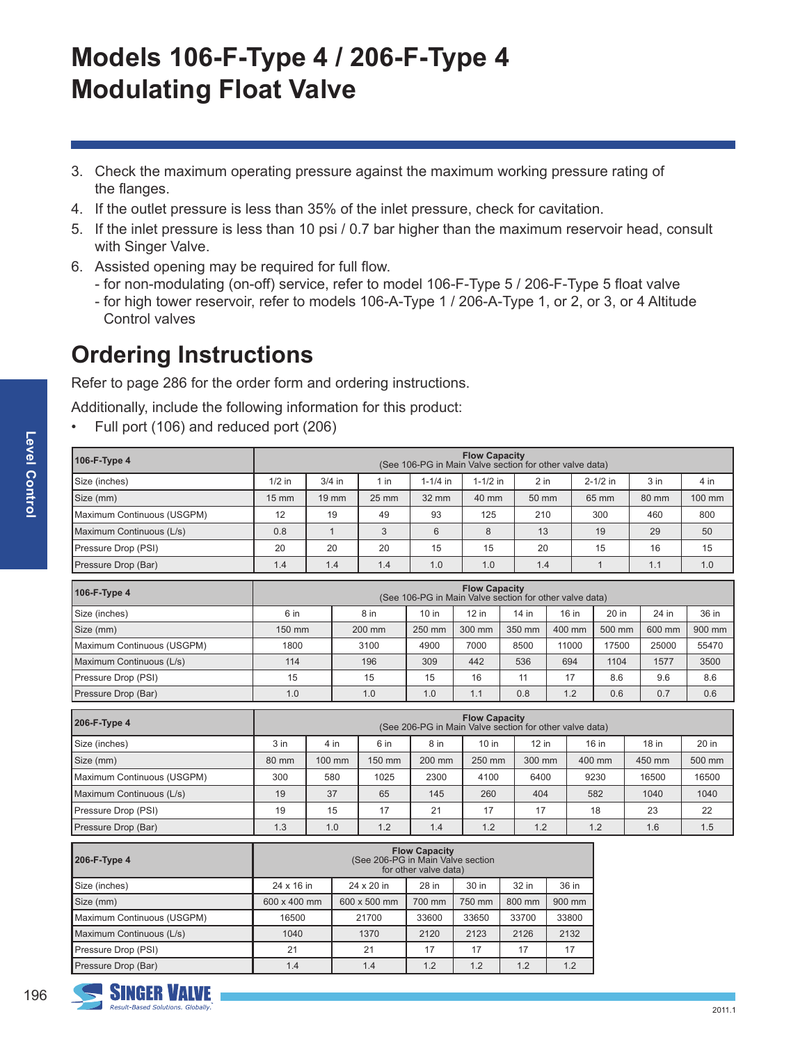# Models 106-F-Type 4 / 206-F-Type 4 Modulating Float Valve

3. Check the maximum operating pressure against the maximum working pressure rating of the flanges.
4. If the outlet pressure is less than 35% of the inlet pressure, check for cavitation.
5. If the inlet pressure is less than 10 psi / 0.7 bar higher than the maximum reservoir head, consult with Singer Valve.
6. Assisted opening may be required for full flow.
   - for non-modulating (on-off) service, refer to model 106-F-Type 5 / 206-F-Type 5 float valve
   - for high tower reservoir, refer to models 106-A-Type 1 / 206-A-Type 1, or 2, or 3, or 4 Altitude Control valves

## Ordering Instructions

Refer to page 286 for the order form and ordering instructions.

Additionally, include the following information for this product:

- Full port (106) and reduced port (206)

| 106-F-Type 4 | Flow Capacity (See 106-PG in Main Valve section for other valve data) | | | | | | | | |
|---|---|---|---|---|---|---|---|---|---|
| Size (inches) | 1/2 in | 3/4 in | 1 in | 1-1/4 in | 1-1/2 in | 2 in | 2-1/2 in | 3 in | 4 in |
| Size (mm) | 15 mm | 19 mm | 25 mm | 32 mm | 40 mm | 50 mm | 65 mm | 80 mm | 100 mm |
| Maximum Continuous (USGPM) | 12 | 19 | 49 | 93 | 125 | 210 | 300 | 460 | 800 |
| Maximum Continuous (L/s) | 0.8 | 1 | 3 | 6 | 8 | 13 | 19 | 29 | 50 |
| Pressure Drop (PSI) | 20 | 20 | 20 | 15 | 15 | 20 | 15 | 16 | 15 |
| Pressure Drop (Bar) | 1.4 | 1.4 | 1.4 | 1.0 | 1.0 | 1.4 | 1 | 1.1 | 1.0 |

| 106-F-Type 4 | Flow Capacity (See 106-PG in Main Valve section for other valve data) | | | | | | | | |
|---|---|---|---|---|---|---|---|---|---|
| Size (inches) | 6 in | 8 in | 10 in | 12 in | 14 in | 16 in | 20 in | 24 in | 36 in |
| Size (mm) | 150 mm | 200 mm | 250 mm | 300 mm | 350 mm | 400 mm | 500 mm | 600 mm | 900 mm |
| Maximum Continuous (USGPM) | 1800 | 3100 | 4900 | 7000 | 8500 | 11000 | 17500 | 25000 | 55470 |
| Maximum Continuous (L/s) | 114 | 196 | 309 | 442 | 536 | 694 | 1104 | 1577 | 3500 |
| Pressure Drop (PSI) | 15 | 15 | 15 | 16 | 11 | 17 | 8.6 | 9.6 | 8.6 |
| Pressure Drop (Bar) | 1.0 | 1.0 | 1.0 | 1.1 | 0.8 | 1.2 | 0.6 | 0.7 | 0.6 |

| 206-F-Type 4 | Flow Capacity (See 206-PG in Main Valve section for other valve data) | | | | | | | | |
|---|---|---|---|---|---|---|---|---|---|
| Size (inches) | 3 in | 4 in | 6 in | 8 in | 10 in | 12 in | 16 in | 18 in | 20 in |
| Size (mm) | 80 mm | 100 mm | 150 mm | 200 mm | 250 mm | 300 mm | 400 mm | 450 mm | 500 mm |
| Maximum Continuous (USGPM) | 300 | 580 | 1025 | 2300 | 4100 | 6400 | 9230 | 16500 | 16500 |
| Maximum Continuous (L/s) | 19 | 37 | 65 | 145 | 260 | 404 | 582 | 1040 | 1040 |
| Pressure Drop (PSI) | 19 | 15 | 17 | 21 | 17 | 17 | 18 | 23 | 22 |
| Pressure Drop (Bar) | 1.3 | 1.0 | 1.2 | 1.4 | 1.2 | 1.2 | 1.2 | 1.6 | 1.5 |

| 206-F-Type 4 | Flow Capacity (See 206-PG in Main Valve section for other valve data) | | | | | |
|---|---|---|---|---|---|---|
| Size (inches) | 24 x 16 in | 24 x 20 in | 28 in | 30 in | 32 in | 36 in |
| Size (mm) | 600 x 400 mm | 600 x 500 mm | 700 mm | 750 mm | 800 mm | 900 mm |
| Maximum Continuous (USGPM) | 16500 | 21700 | 33600 | 33650 | 33700 | 33800 |
| Maximum Continuous (L/s) | 1040 | 1370 | 2120 | 2123 | 2126 | 2132 |
| Pressure Drop (PSI) | 21 | 21 | 17 | 17 | 17 | 17 |
| Pressure Drop (Bar) | 1.4 | 1.4 | 1.2 | 1.2 | 1.2 | 1.2 |